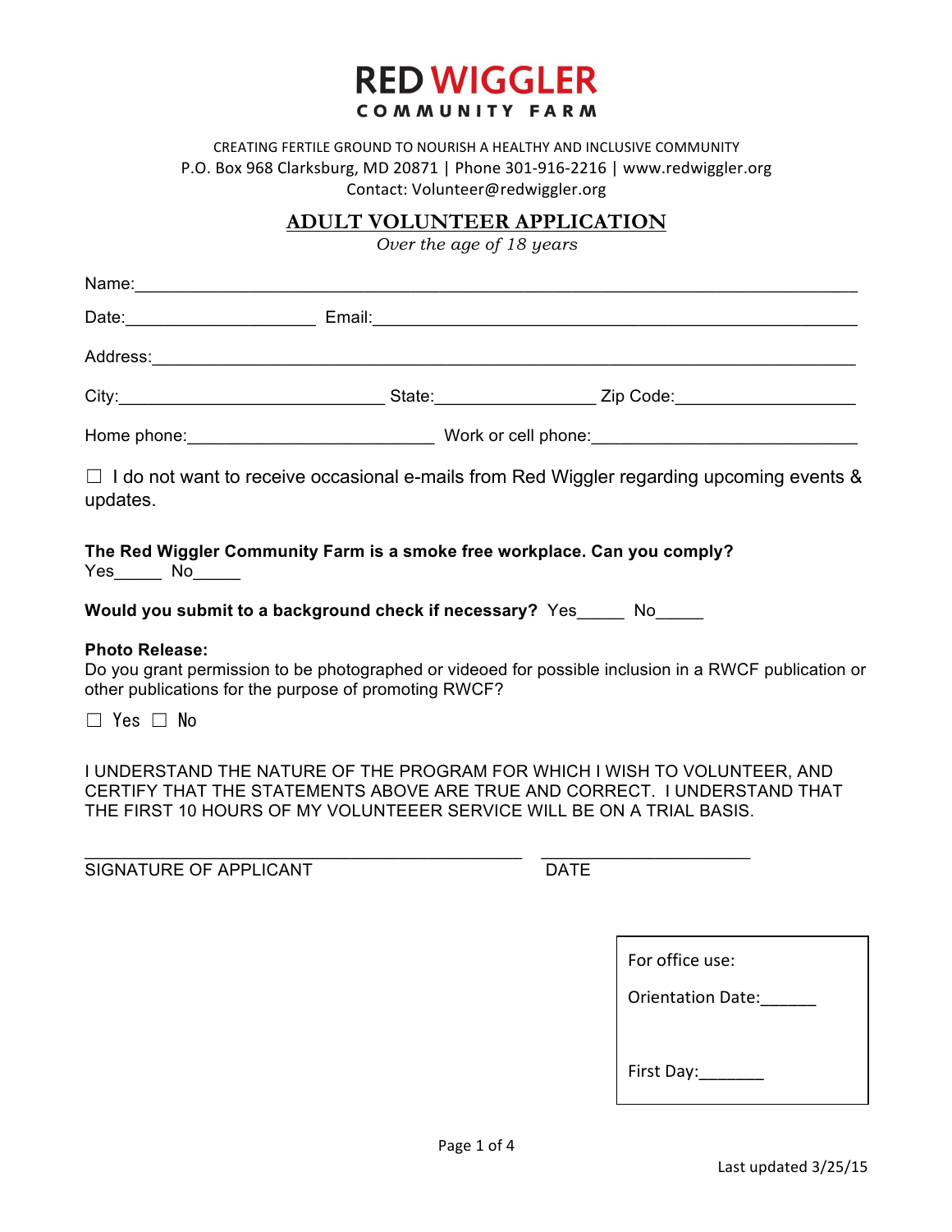# RED WIGGLER
## COMMUNITY FARM

CREATING FERTILE GROUND TO NOURISH A HEALTHY AND INCLUSIVE COMMUNITY
P.O. Box 968 Clarksburg, MD 20871 | Phone 301-916-2216 | www.redwiggler.org
Contact: Volunteer@redwiggler.org

## ADULT VOLUNTEER APPLICATION

*Over the age of 18 years*

Name:___________________________________________________________________________

Date:____________________ Email:_____________________________________________________

Address:_________________________________________________________________________

City:____________________________ State:_________________ Zip Code:___________________

Home phone:__________________________ Work or cell phone:_____________________________

☐ I do not want to receive occasional e-mails from Red Wiggler regarding upcoming events & updates.

**The Red Wiggler Community Farm is a smoke free workplace. Can you comply?**
Yes_____ No_____

**Would you submit to a background check if necessary?** Yes_____ No_____

**Photo Release:**
Do you grant permission to be photographed or videoed for possible inclusion in a RWCF publication or other publications for the purpose of promoting RWCF?

☐ Yes ☐ No

I UNDERSTAND THE NATURE OF THE PROGRAM FOR WHICH I WISH TO VOLUNTEER, AND CERTIFY THAT THE STATEMENTS ABOVE ARE TRUE AND CORRECT. I UNDERSTAND THAT THE FIRST 10 HOURS OF MY VOLUNTEEER SERVICE WILL BE ON A TRIAL BASIS.

_______________________________________________ ______________________
SIGNATURE OF APPLICANT DATE

For office use:

Orientation Date:______

First Day:_______

Last updated 3/25/15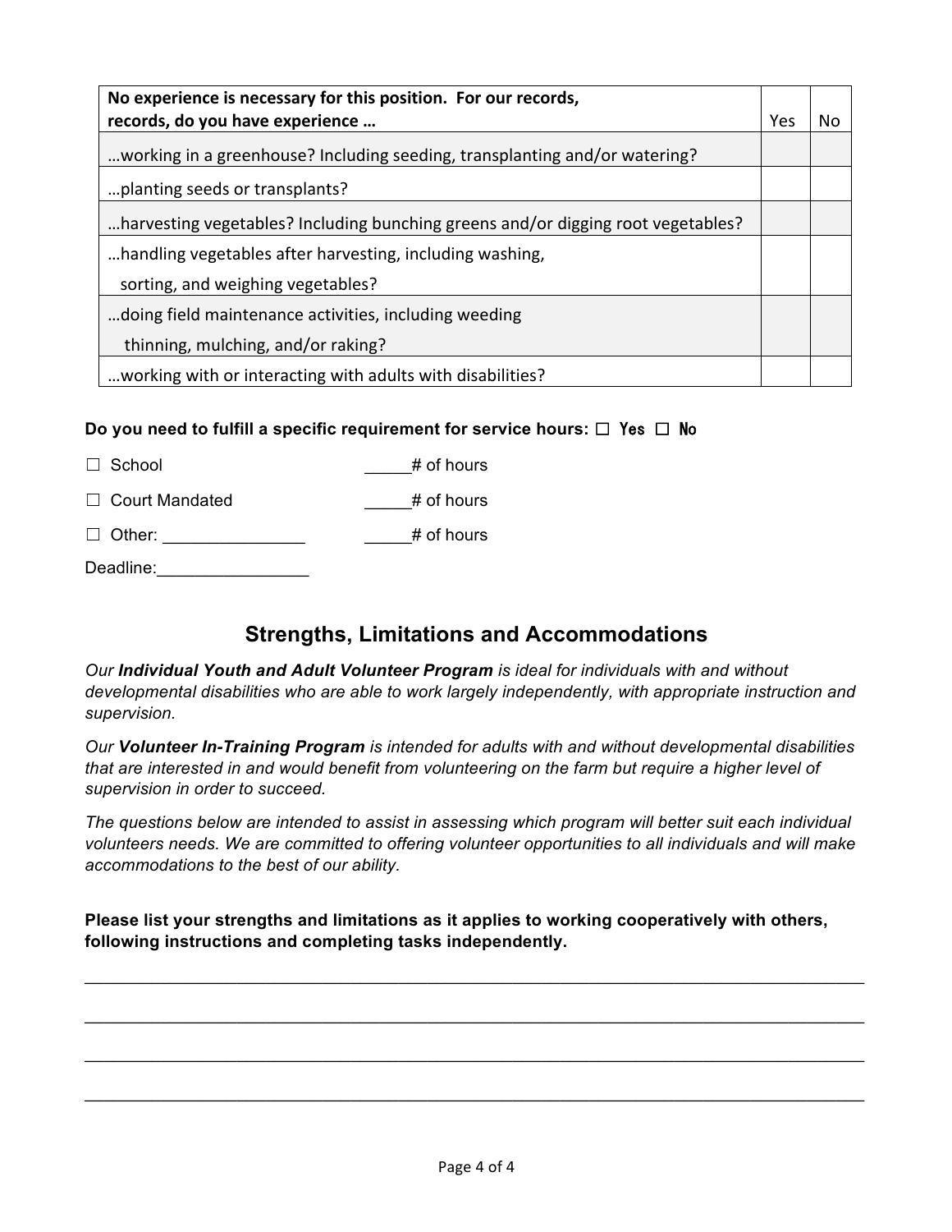| No experience is necessary for this position. For our records, records, do you have experience … | Yes | No |
|---|---|---|
| …working in a greenhouse? Including seeding, transplanting and/or watering? | | |
| …planting seeds or transplants? | | |
| …harvesting vegetables? Including bunching greens and/or digging root vegetables? | | |
| …handling vegetables after harvesting, including washing, sorting, and weighing vegetables? | | |
| …doing field maintenance activities, including weeding thinning, mulching, and/or raking? | | |
| …working with or interacting with adults with disabilities? | | |

**Do you need to fulfill a specific requirement for service hours:** ☐ Yes ☐ No

☐ School _____# of hours

☐ Court Mandated _____# of hours

☐ Other: _______________ _____# of hours

Deadline:________________

## Strengths, Limitations and Accommodations

*Our **Individual Youth and Adult Volunteer Program** is ideal for individuals with and without developmental disabilities who are able to work largely independently, with appropriate instruction and supervision.*

*Our **Volunteer In-Training Program** is intended for adults with and without developmental disabilities that are interested in and would benefit from volunteering on the farm but require a higher level of supervision in order to succeed.*

*The questions below are intended to assist in assessing which program will better suit each individual volunteers needs. We are committed to offering volunteer opportunities to all individuals and will make accommodations to the best of our ability.*

**Please list your strengths and limitations as it applies to working cooperatively with others, following instructions and completing tasks independently.**

___________________________________________________________________________

___________________________________________________________________________

___________________________________________________________________________

___________________________________________________________________________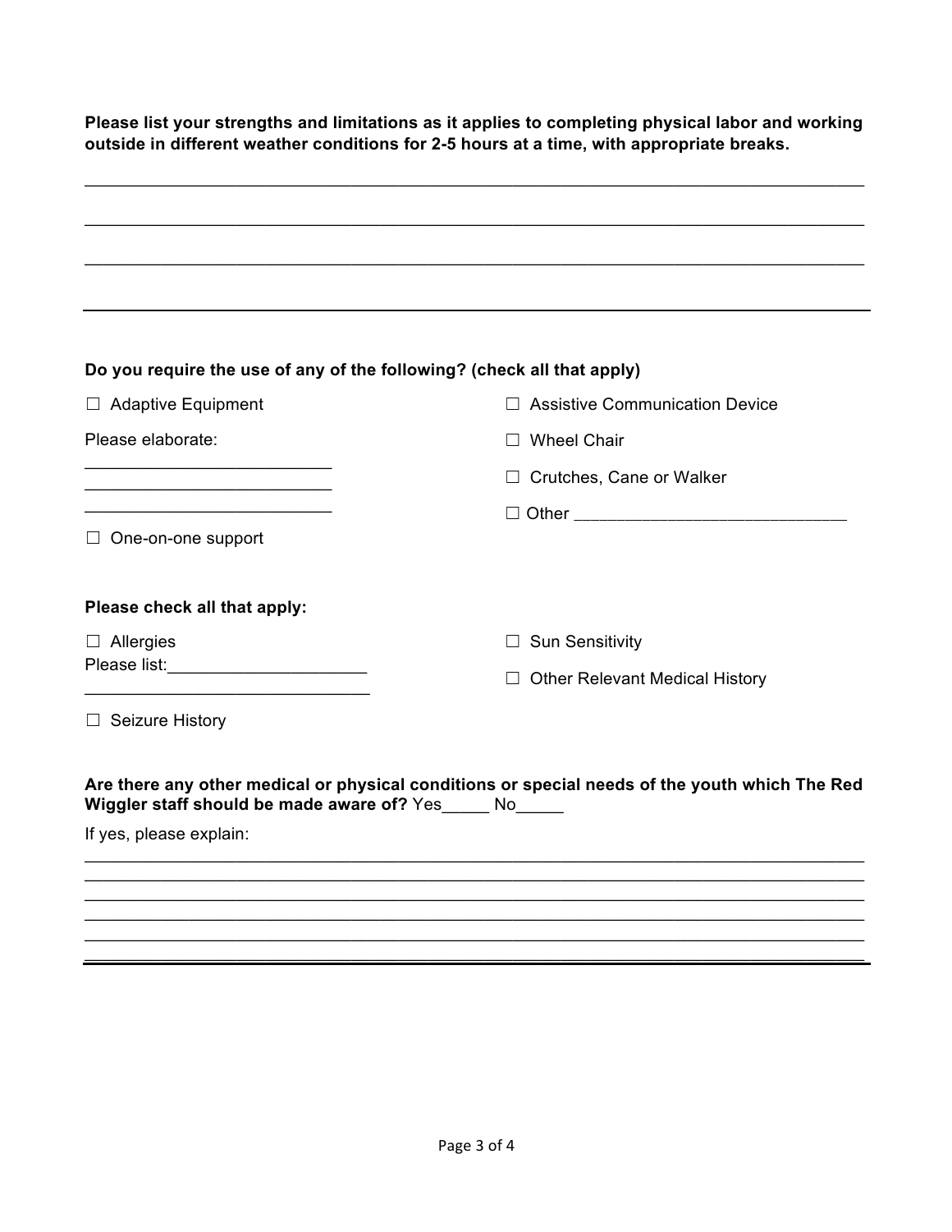**Please list your strengths and limitations as it applies to completing physical labor and working outside in different weather conditions for 2-5 hours at a time, with appropriate breaks.**

_______________________________________________________________________________

_______________________________________________________________________________

_______________________________________________________________________________

_______________________________________________________________________________

**Do you require the use of any of the following? (check all that apply)**

☐ Adaptive Equipment

Please elaborate:

__________________________

__________________________

__________________________

☐ One-on-one support

☐ Assistive Communication Device

☐ Wheel Chair

☐ Crutches, Cane or Walker

☐ Other ____________________________

**Please check all that apply:**

☐ Allergies

Please list:____________________

______________________________

☐ Seizure History

☐ Sun Sensitivity

☐ Other Relevant Medical History

**Are there any other medical or physical conditions or special needs of the youth which The Red Wiggler staff should be made aware of?** Yes_____ No_____

If yes, please explain:

_______________________________________________________________________________

_______________________________________________________________________________

_______________________________________________________________________________

_______________________________________________________________________________

_______________________________________________________________________________

_______________________________________________________________________________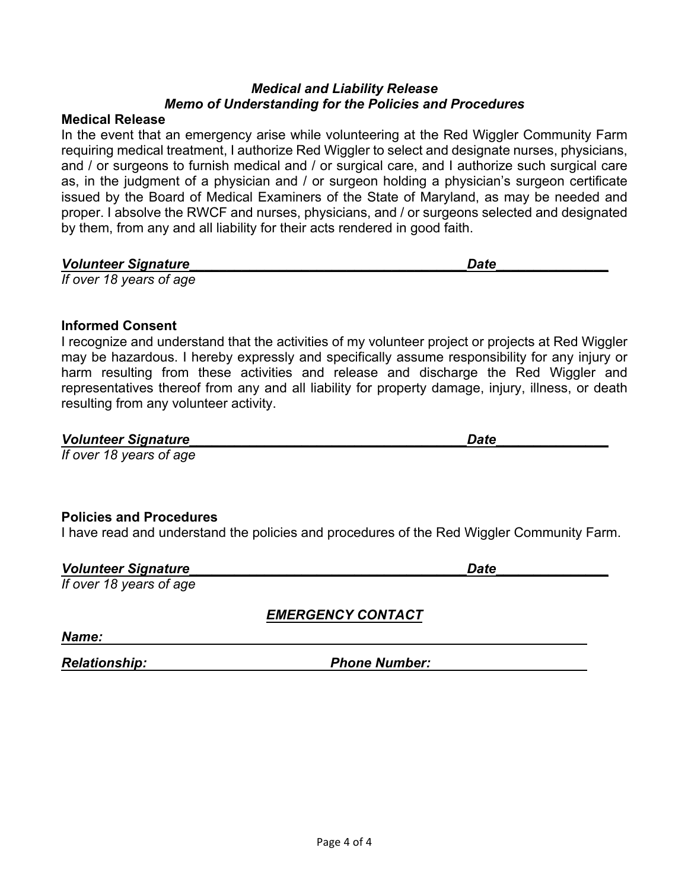***Medical and Liability Release***
***Memo of Understanding for the Policies and Procedures***

**Medical Release**

In the event that an emergency arise while volunteering at the Red Wiggler Community Farm requiring medical treatment, I authorize Red Wiggler to select and designate nurses, physicians, and / or surgeons to furnish medical and / or surgical care, and I authorize such surgical care as, in the judgment of a physician and / or surgeon holding a physician's surgeon certificate issued by the Board of Medical Examiners of the State of Maryland, as may be needed and proper. I absolve the RWCF and nurses, physicians, and / or surgeons selected and designated by them, from any and all liability for their acts rendered in good faith.

***Volunteer Signature___________________________________Date______________***
*If over 18 years of age*

**Informed Consent**

I recognize and understand that the activities of my volunteer project or projects at Red Wiggler may be hazardous. I hereby expressly and specifically assume responsibility for any injury or harm resulting from these activities and release and discharge the Red Wiggler and representatives thereof from any and all liability for property damage, injury, illness, or death resulting from any volunteer activity.

***Volunteer Signature___________________________________Date______________***
*If over 18 years of age*

**Policies and Procedures**

I have read and understand the policies and procedures of the Red Wiggler Community Farm.

***Volunteer Signature___________________________________Date______________***
*If over 18 years of age*

***EMERGENCY CONTACT***

***Name:*** ______________________________________________________________

***Relationship:*** ____________________ ***Phone Number:*** ____________________